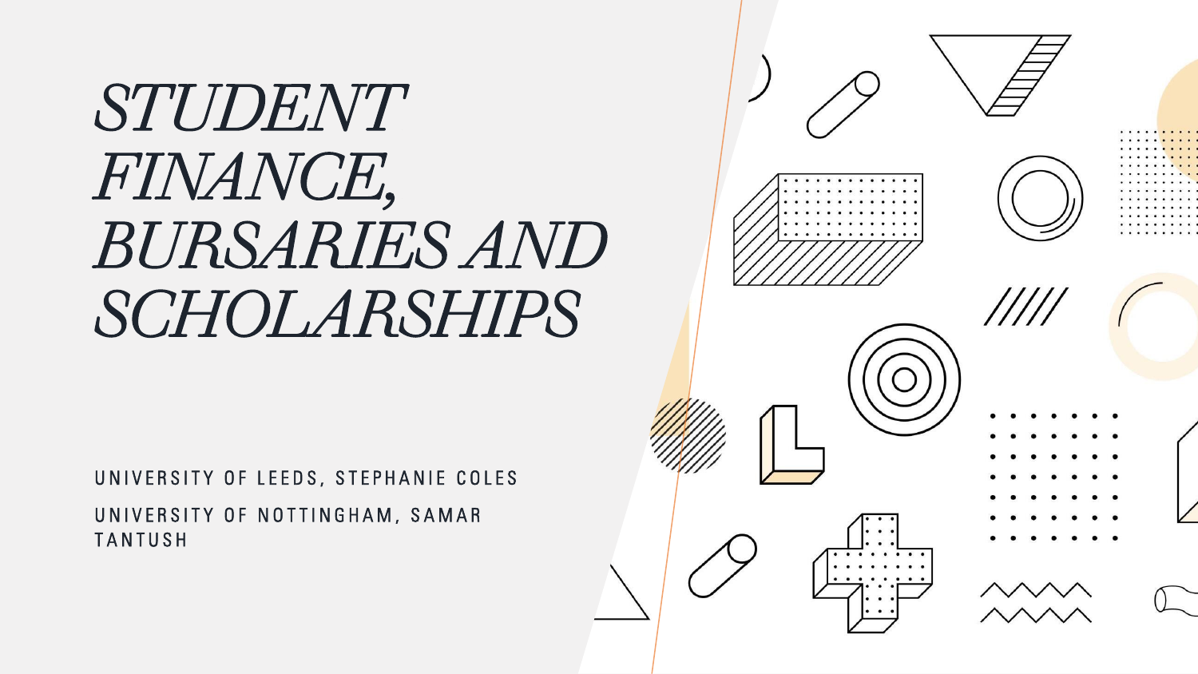# *STUDENT FINANCE, BURSARIES AND SCHOLARSHIPS*

UNIVERSITY OF LEEDS, STEPHANIE COLES

UNIVERSITY OF NOTTINGHAM, SAMAR TANTUSH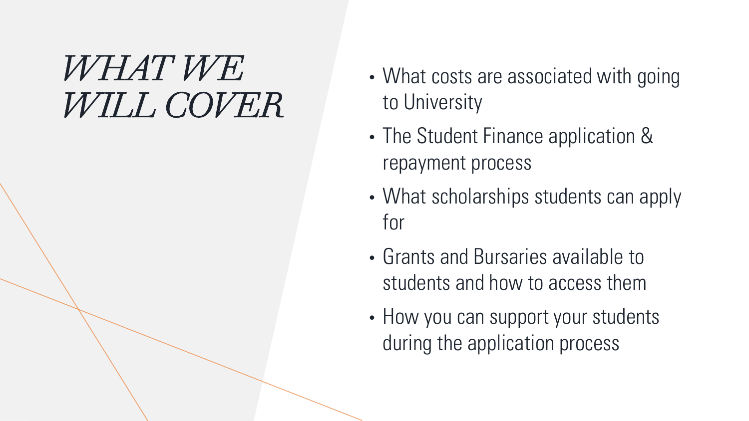# *WHAT WE WILL COVER*

- What costs are associated with going to University
- The Student Finance application & repayment process
- What scholarships students can apply for
- Grants and Bursaries available to students and how to access them
- How you can support your students during the application process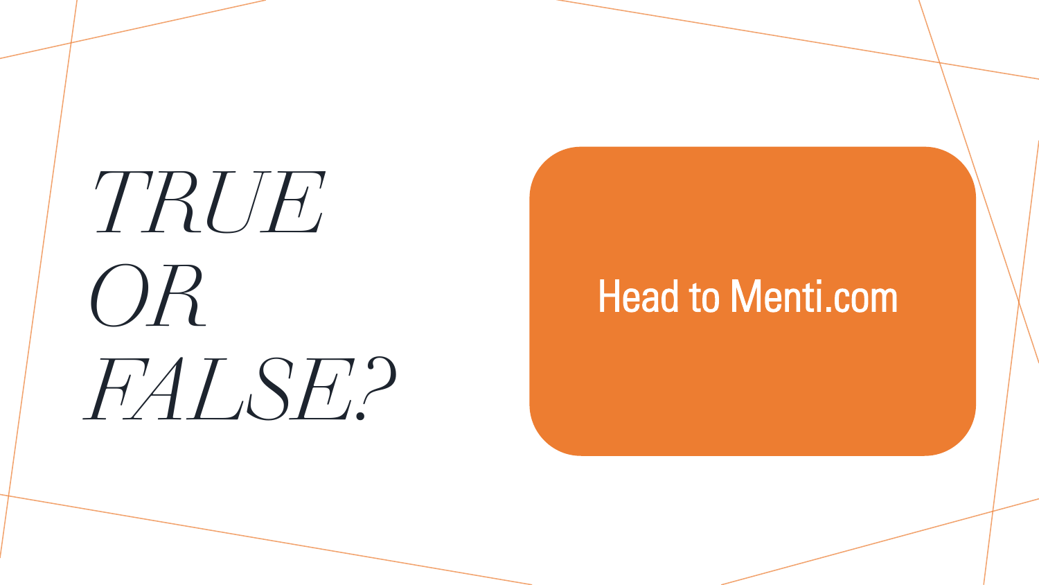# *TRUE OR FALSE?*

Head to Menti.com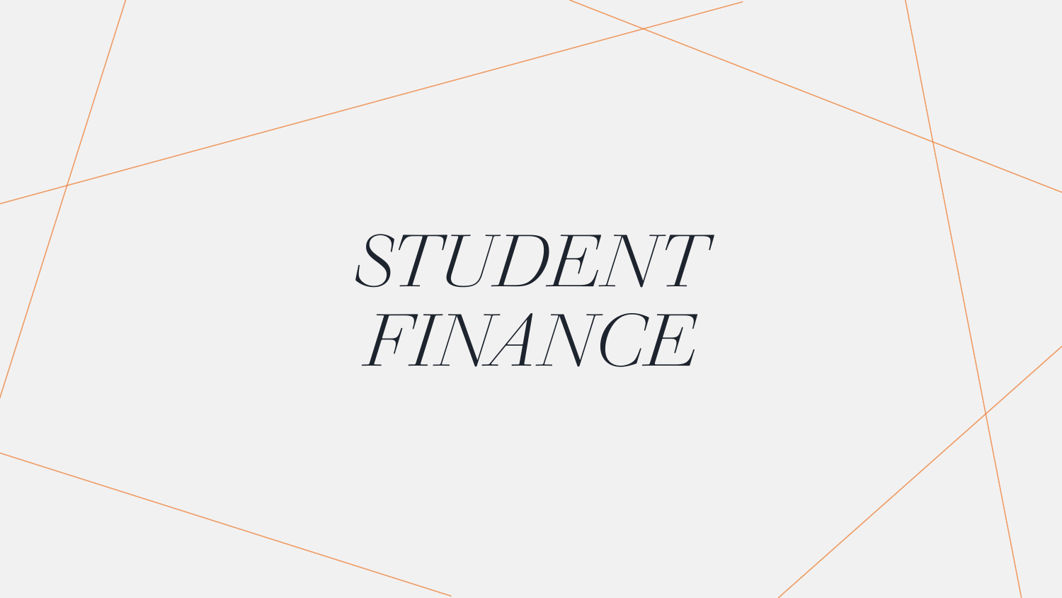# *STUDENT FINANCE*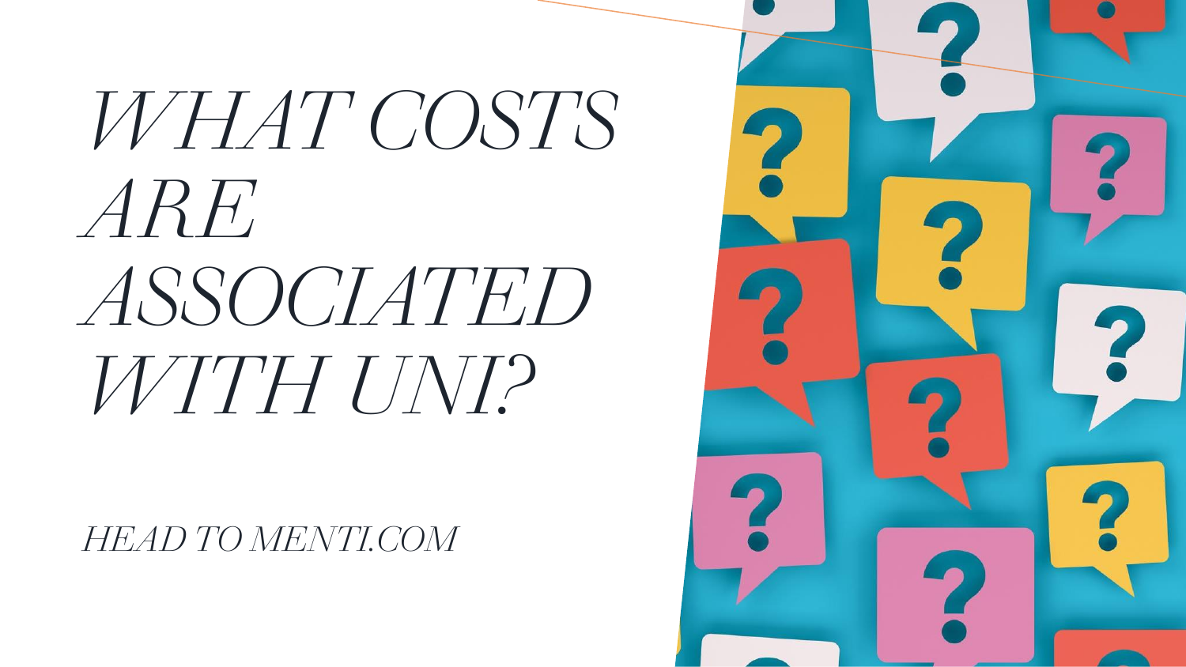# *WHAT COSTS ARE ASSOCIATED WITH UNI?*

*HEAD TO MENTI.COM*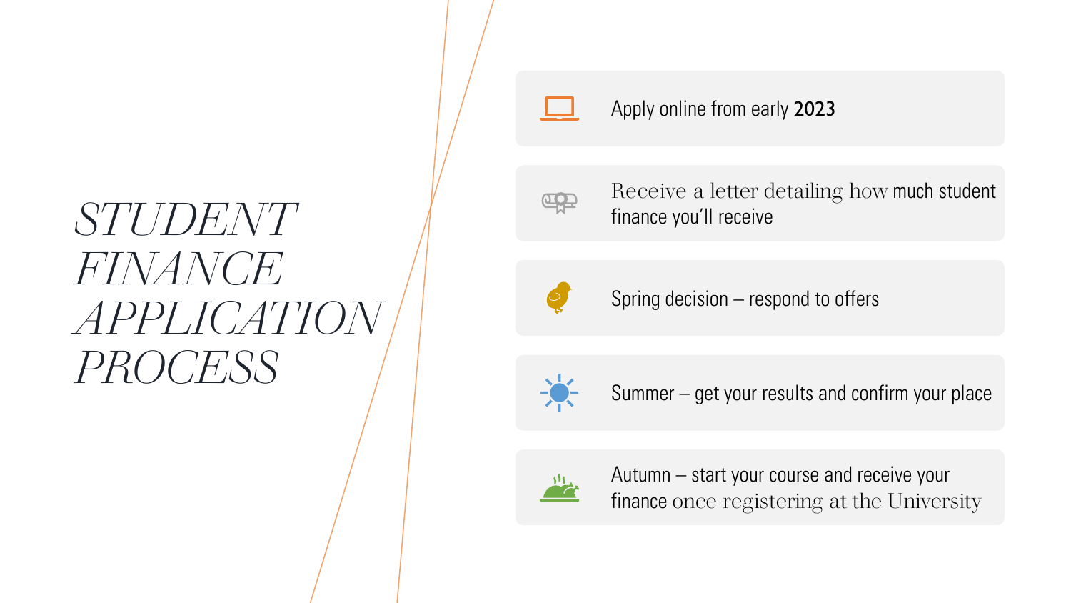# *STUDENT FINANCE APPLICATION PROCESS*

- Apply online from early **2023**
- Receive a letter detailing how much student finance you'll receive
- Spring decision – respond to offers
- Summer – get your results and confirm your place
- Autumn – start your course and receive your finance once registering at the University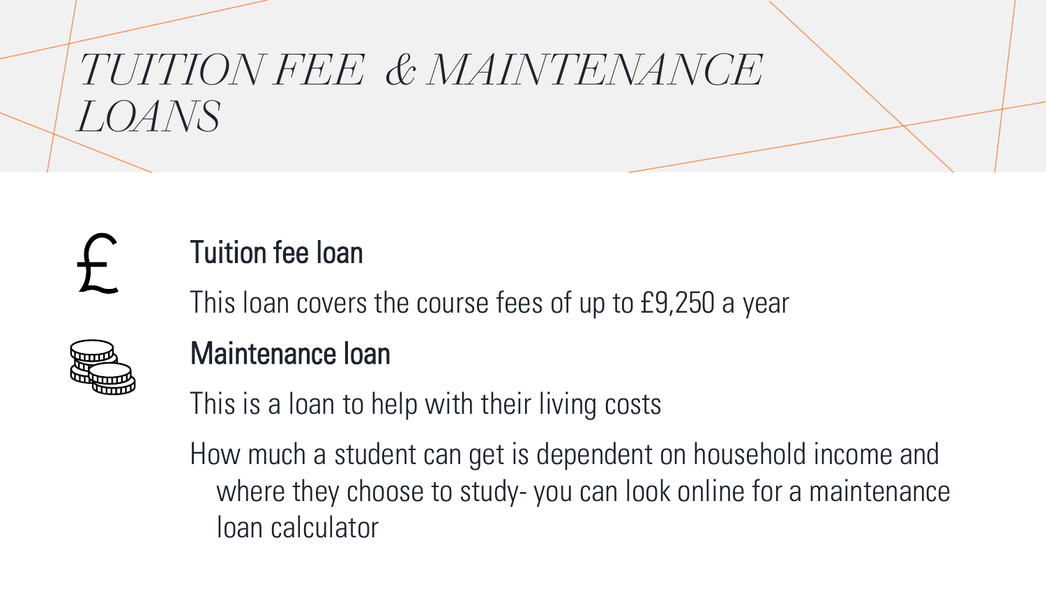# *TUITION FEE & MAINTENANCE LOANS*

## Tuition fee loan

This loan covers the course fees of up to £9,250 a year

## Maintenance loan

This is a loan to help with their living costs

How much a student can get is dependent on household income and where they choose to study- you can look online for a maintenance loan calculator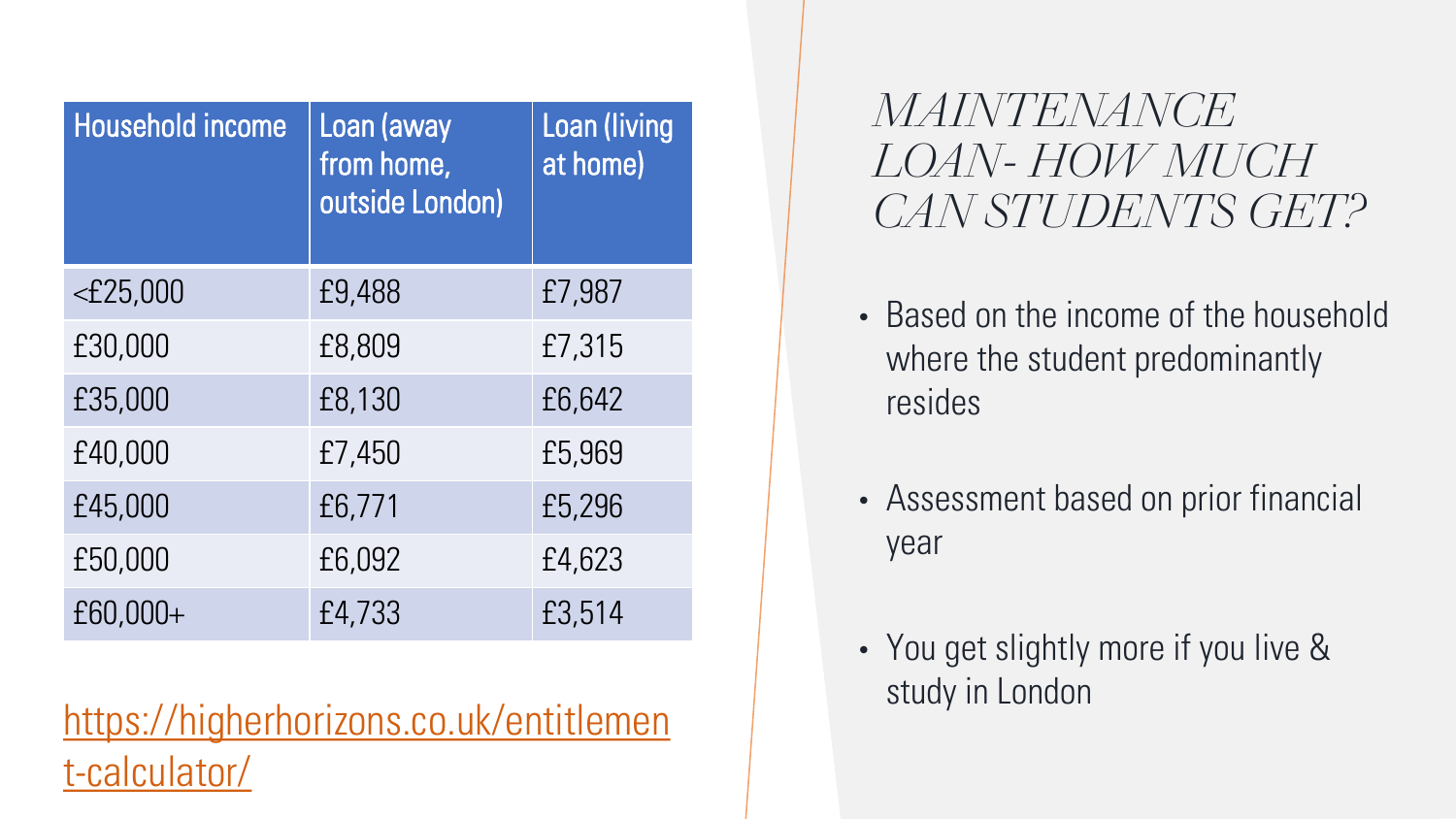# MAINTENANCE LOAN- HOW MUCH CAN STUDENTS GET?

| Household income | Loan (away from home, outside London) | Loan (living at home) |
| --- | --- | --- |
| <£25,000 | £9,488 | £7,987 |
| £30,000 | £8,809 | £7,315 |
| £35,000 | £8,130 | £6,642 |
| £40,000 | £7,450 | £5,969 |
| £45,000 | £6,771 | £5,296 |
| £50,000 | £6,092 | £4,623 |
| £60,000+ | £4,733 | £3,514 |

https://higherhorizons.co.uk/entitlement-calculator/

- Based on the income of the household where the student predominantly resides
- Assessment based on prior financial year
- You get slightly more if you live & study in London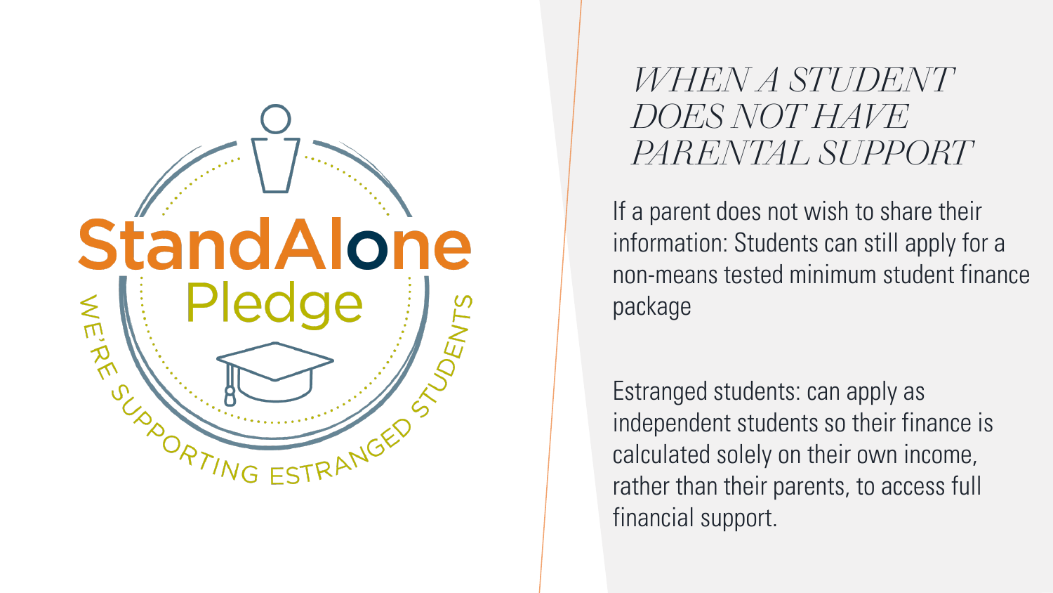StandAlone Pledge

WE'RE SUPPORTING ESTRANGED STUDENTS

# WHEN A STUDENT DOES NOT HAVE PARENTAL SUPPORT

If a parent does not wish to share their information: Students can still apply for a non-means tested minimum student finance package

Estranged students: can apply as independent students so their finance is calculated solely on their own income, rather than their parents, to access full financial support.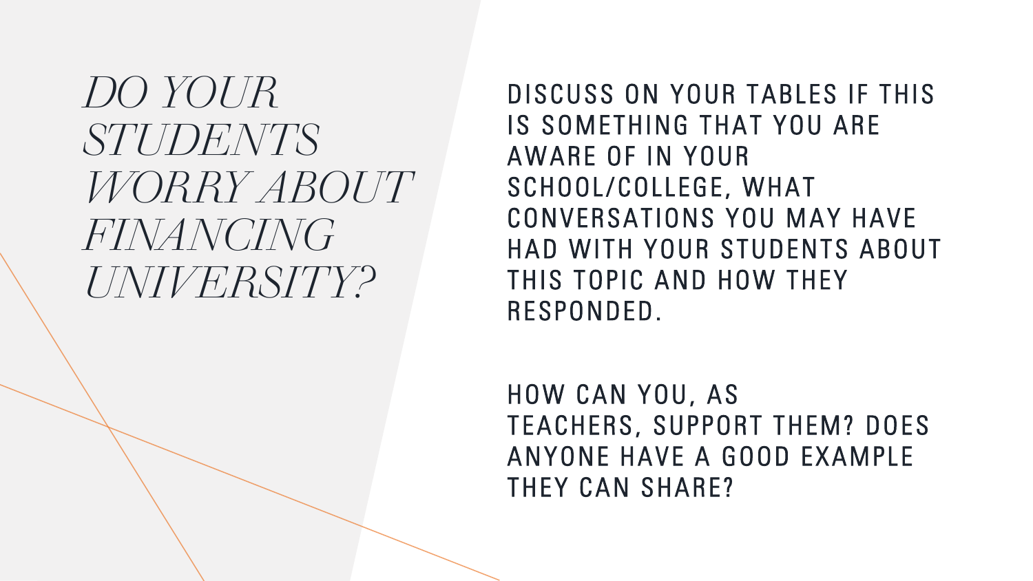# *DO YOUR STUDENTS WORRY ABOUT FINANCING UNIVERSITY?*

DISCUSS ON YOUR TABLES IF THIS IS SOMETHING THAT YOU ARE AWARE OF IN YOUR SCHOOL/COLLEGE, WHAT CONVERSATIONS YOU MAY HAVE HAD WITH YOUR STUDENTS ABOUT THIS TOPIC AND HOW THEY RESPONDED.

HOW CAN YOU, AS TEACHERS, SUPPORT THEM? DOES ANYONE HAVE A GOOD EXAMPLE THEY CAN SHARE?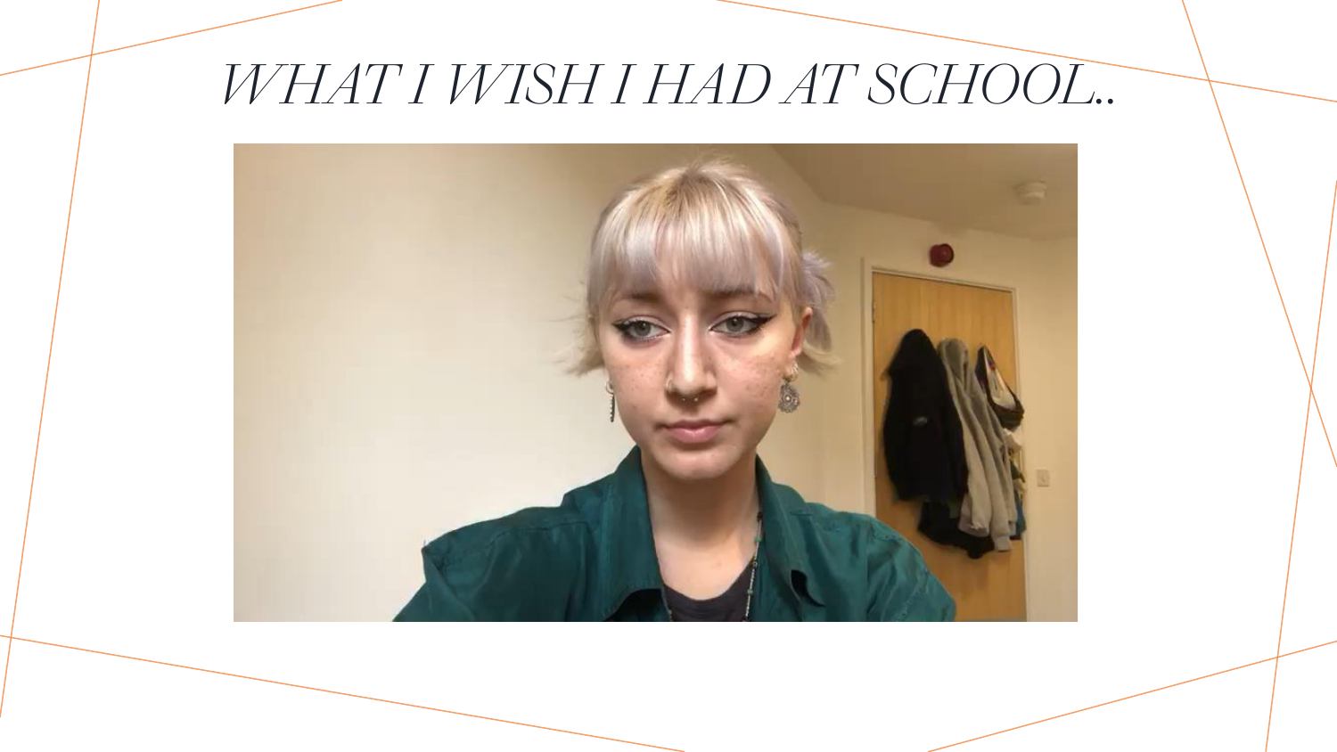# WHAT I WISH I HAD AT SCHOOL..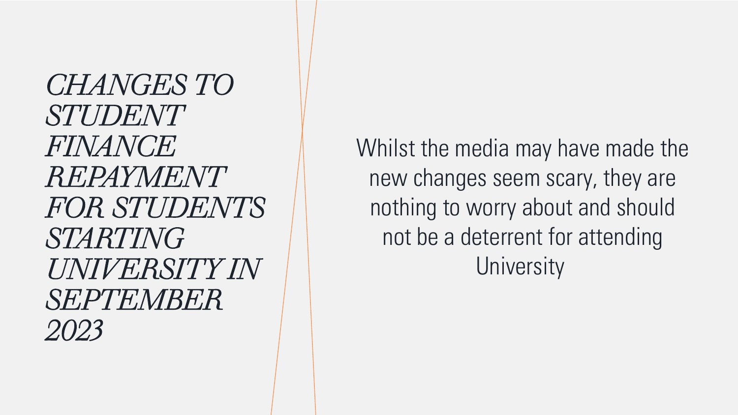# *CHANGES TO STUDENT FINANCE REPAYMENT FOR STUDENTS STARTING UNIVERSITY IN SEPTEMBER 2023*

Whilst the media may have made the new changes seem scary, they are nothing to worry about and should not be a deterrent for attending University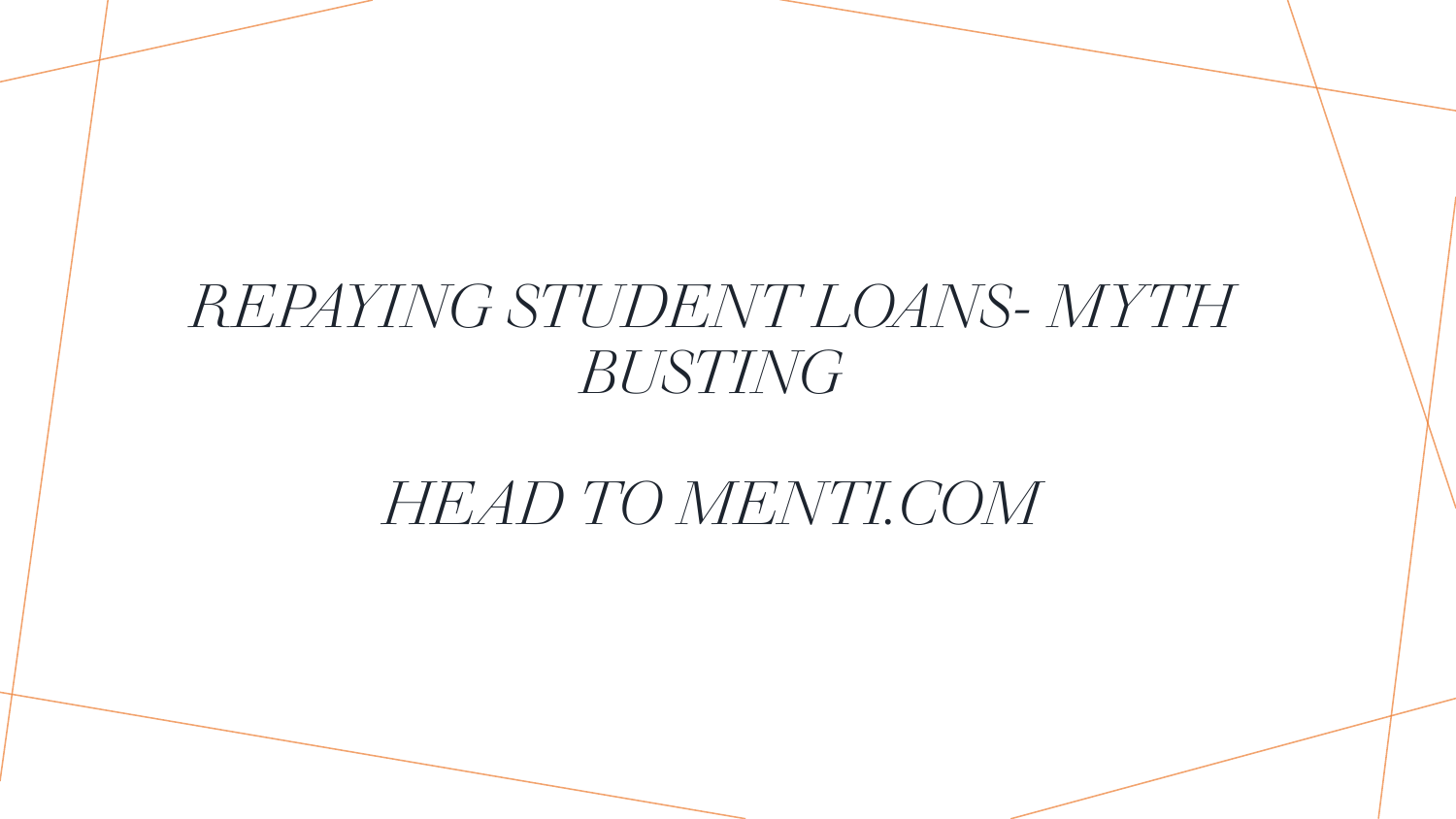# *REPAYING STUDENT LOANS- MYTH BUSTING*

# *HEAD TO MENTI.COM*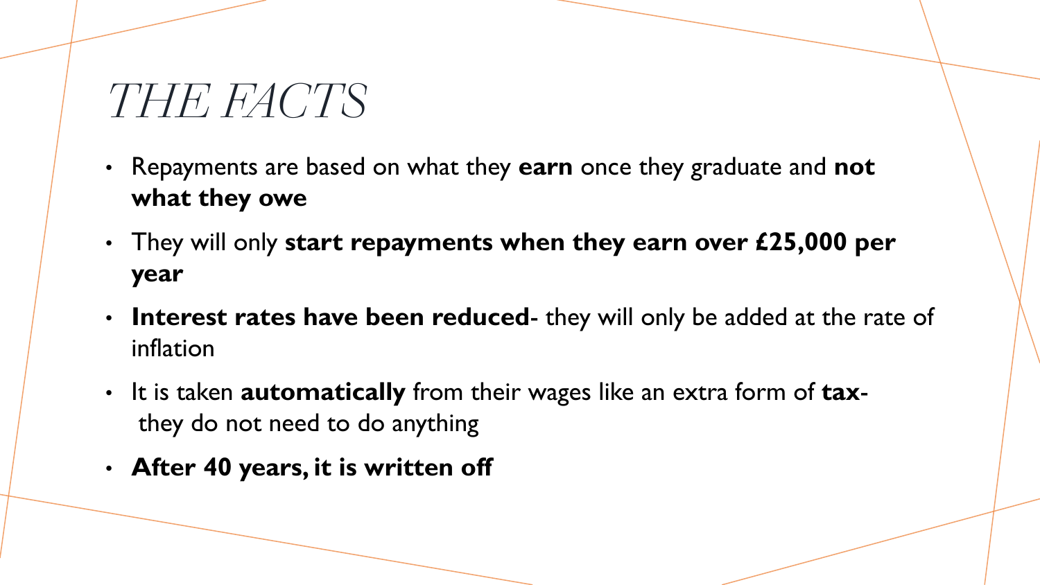# *THE FACTS*

- Repayments are based on what they **earn** once they graduate and **not what they owe**
- They will only **start repayments when they earn over £25,000 per year**
- **Interest rates have been reduced-** they will only be added at the rate of inflation
- It is taken **automatically** from their wages like an extra form of **tax**- they do not need to do anything
- **After 40 years, it is written off**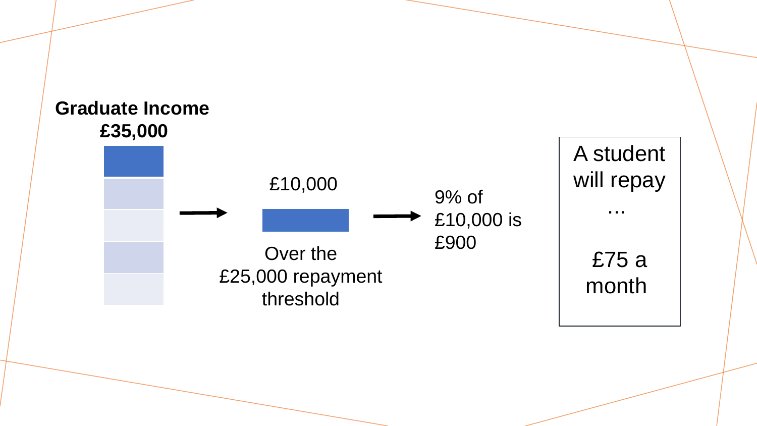**Graduate Income £35,000**

→

£10,000

Over the £25,000 repayment threshold

→

9% of £10,000 is £900

A student will repay ...

£75 a month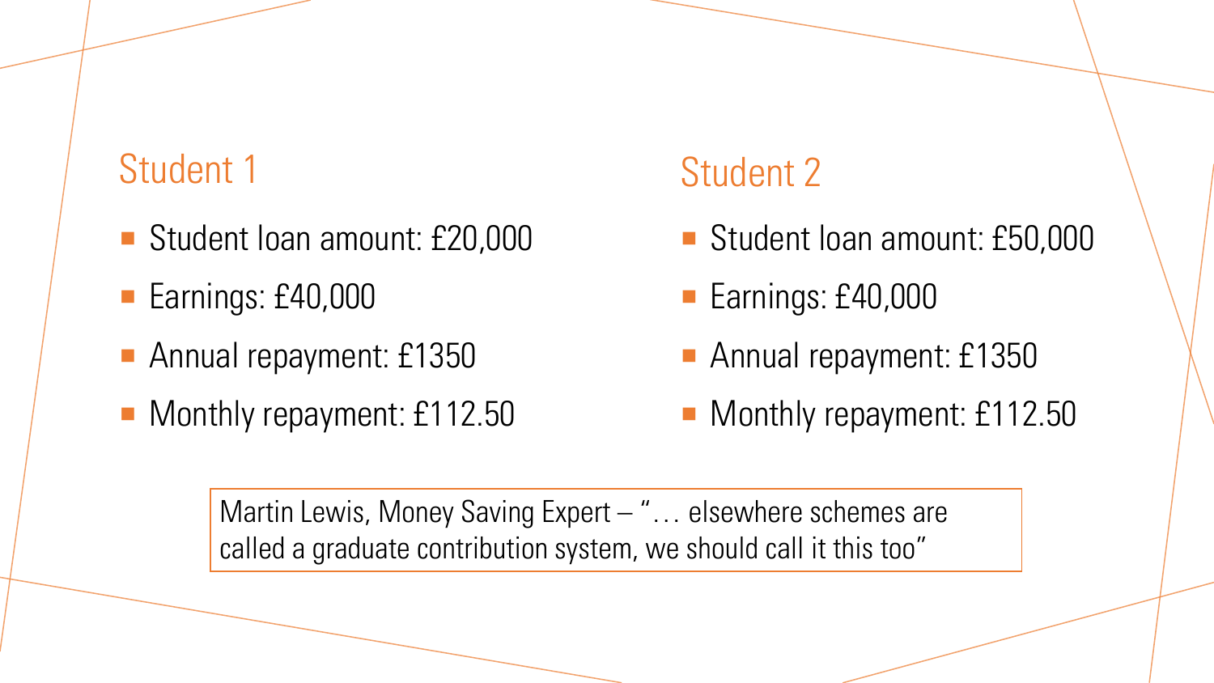## Student 1

- Student loan amount: £20,000
- Earnings: £40,000
- Annual repayment: £1350
- Monthly repayment: £112.50

## Student 2

- Student loan amount: £50,000
- Earnings: £40,000
- Annual repayment: £1350
- Monthly repayment: £112.50

> Martin Lewis, Money Saving Expert – "… elsewhere schemes are called a graduate contribution system, we should call it this too"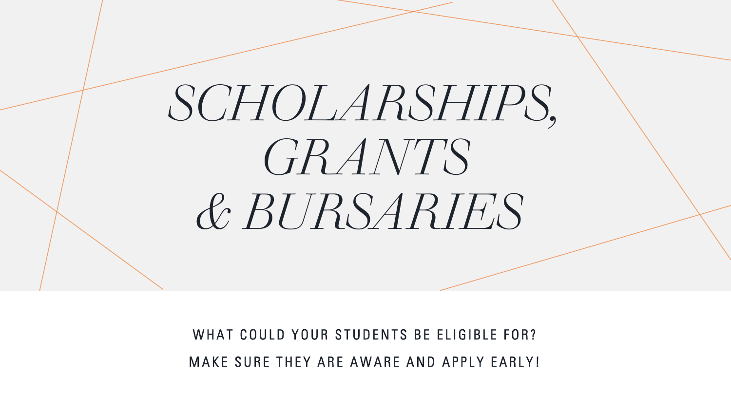# *SCHOLARSHIPS, GRANTS & BURSARIES*

WHAT COULD YOUR STUDENTS BE ELIGIBLE FOR?

MAKE SURE THEY ARE AWARE AND APPLY EARLY!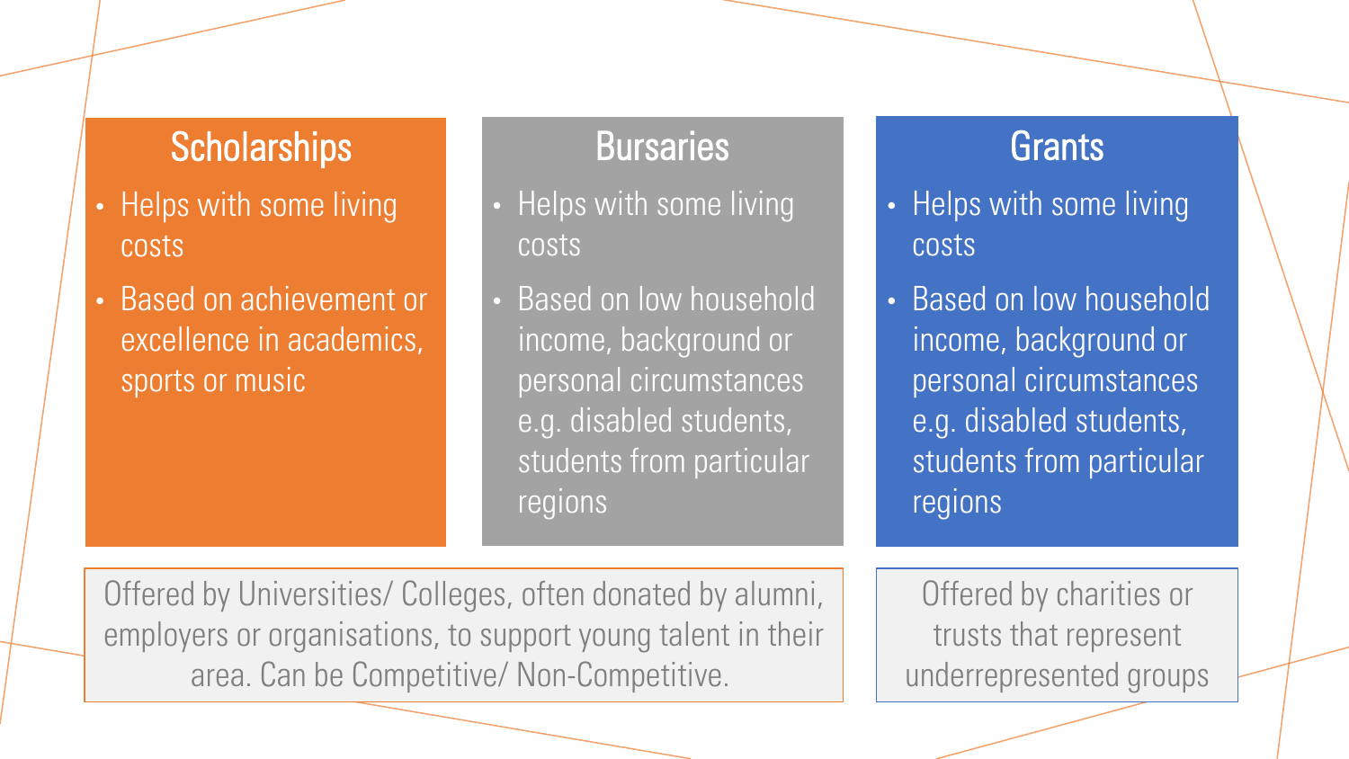## Scholarships

- Helps with some living costs
- Based on achievement or excellence in academics, sports or music

## Bursaries

- Helps with some living costs
- Based on low household income, background or personal circumstances e.g. disabled students, students from particular regions

Offered by Universities/ Colleges, often donated by alumni, employers or organisations, to support young talent in their area. Can be Competitive/ Non-Competitive.

## Grants

- Helps with some living costs
- Based on low household income, background or personal circumstances e.g. disabled students, students from particular regions

Offered by charities or trusts that represent underrepresented groups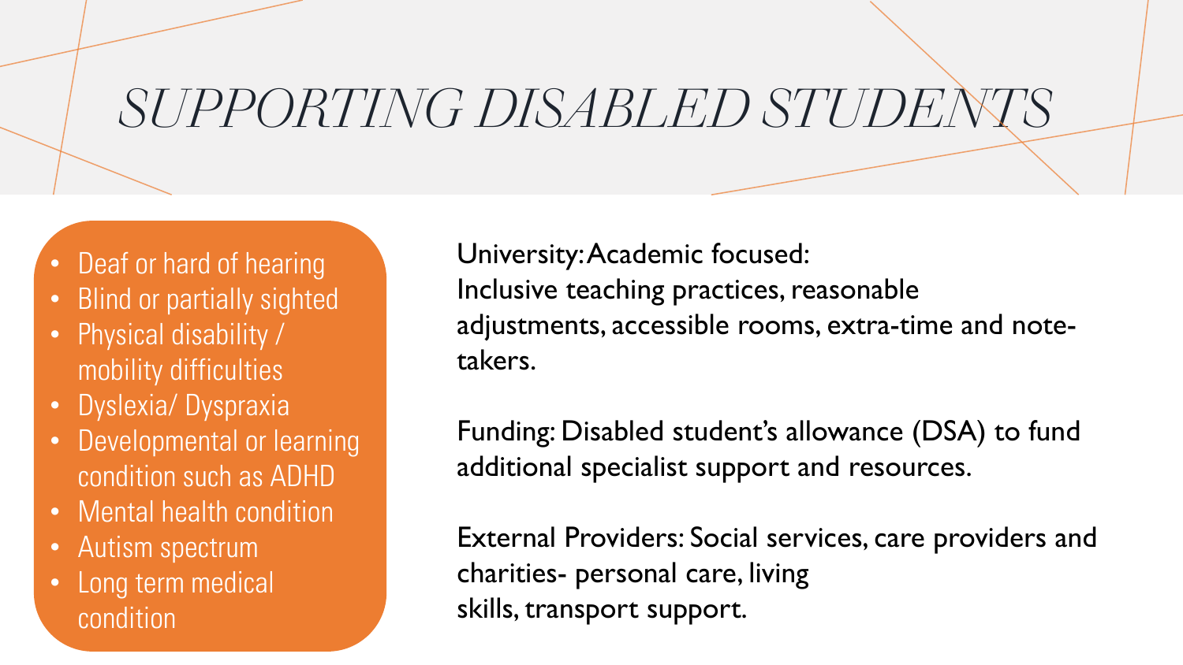# SUPPORTING DISABLED STUDENTS

- Deaf or hard of hearing
- Blind or partially sighted
- Physical disability / mobility difficulties
- Dyslexia/ Dyspraxia
- Developmental or learning condition such as ADHD
- Mental health condition
- Autism spectrum
- Long term medical condition

University: Academic focused:
Inclusive teaching practices, reasonable adjustments, accessible rooms, extra-time and note-takers.

Funding: Disabled student's allowance (DSA) to fund additional specialist support and resources.

External Providers: Social services, care providers and charities- personal care, living skills, transport support.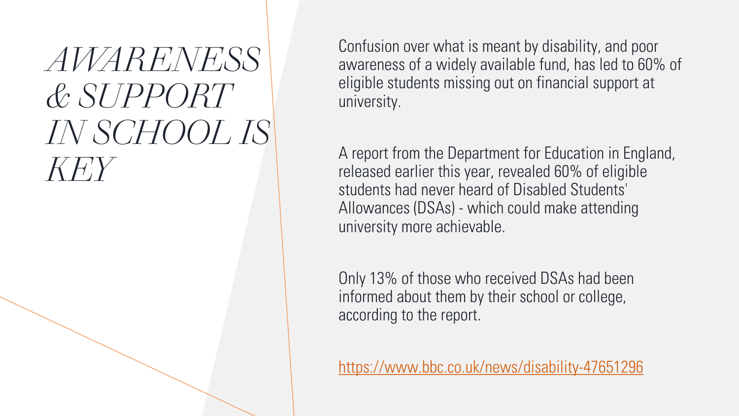# *AWARENESS & SUPPORT IN SCHOOL IS KEY*

Confusion over what is meant by disability, and poor awareness of a widely available fund, has led to 60% of eligible students missing out on financial support at university.

A report from the Department for Education in England, released earlier this year, revealed 60% of eligible students had never heard of Disabled Students' Allowances (DSAs) - which could make attending university more achievable.

Only 13% of those who received DSAs had been informed about them by their school or college, according to the report.

https://www.bbc.co.uk/news/disability-47651296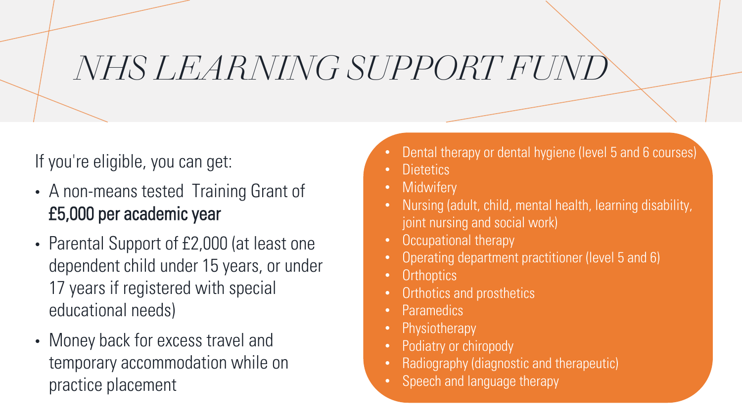# NHS LEARNING SUPPORT FUND

If you're eligible, you can get:

- A non-means tested Training Grant of **£5,000 per academic year**
- Parental Support of £2,000 (at least one dependent child under 15 years, or under 17 years if registered with special educational needs)
- Money back for excess travel and temporary accommodation while on practice placement

- Dental therapy or dental hygiene (level 5 and 6 courses)
- Dietetics
- Midwifery
- Nursing (adult, child, mental health, learning disability, joint nursing and social work)
- Occupational therapy
- Operating department practitioner (level 5 and 6)
- Orthoptics
- Orthotics and prosthetics
- Paramedics
- Physiotherapy
- Podiatry or chiropody
- Radiography (diagnostic and therapeutic)
- Speech and language therapy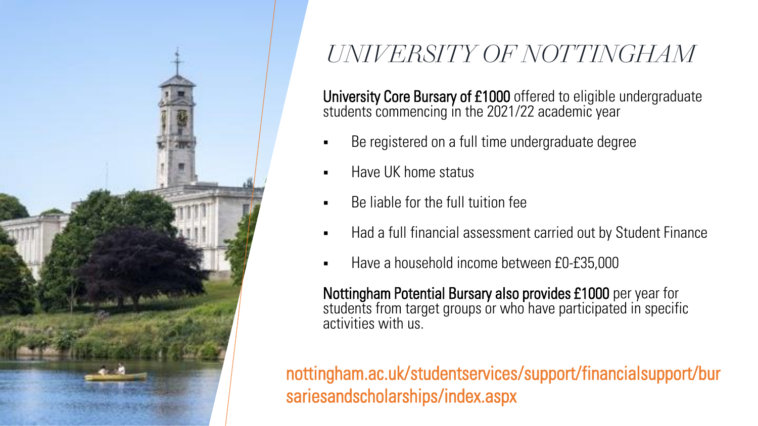# UNIVERSITY OF NOTTINGHAM

**University Core Bursary of £1000** offered to eligible undergraduate students commencing in the 2021/22 academic year

- Be registered on a full time undergraduate degree
- Have UK home status
- Be liable for the full tuition fee
- Had a full financial assessment carried out by Student Finance
- Have a household income between £0-£35,000

**Nottingham Potential Bursary also provides £1000** per year for students from target groups or who have participated in specific activities with us.

nottingham.ac.uk/studentservices/support/financialsupport/bursariesandscholarships/index.aspx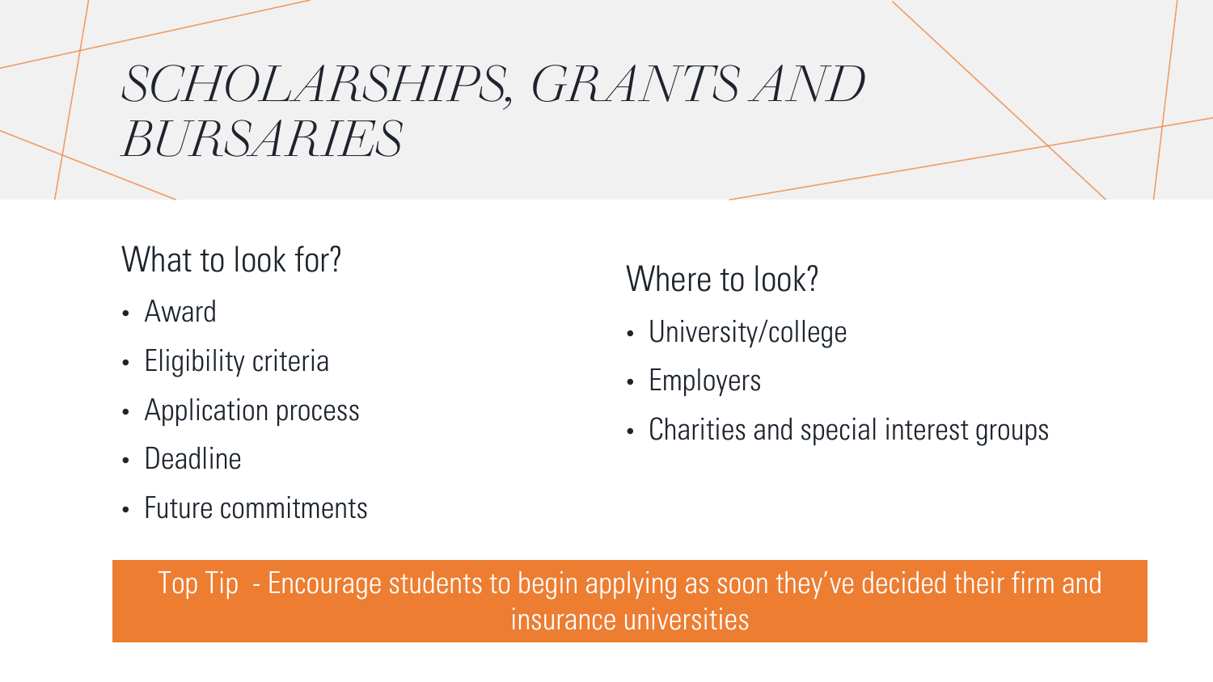# SCHOLARSHIPS, GRANTS AND BURSARIES

## What to look for?

- Award
- Eligibility criteria
- Application process
- Deadline
- Future commitments

## Where to look?

- University/college
- Employers
- Charities and special interest groups

Top Tip - Encourage students to begin applying as soon they've decided their firm and insurance universities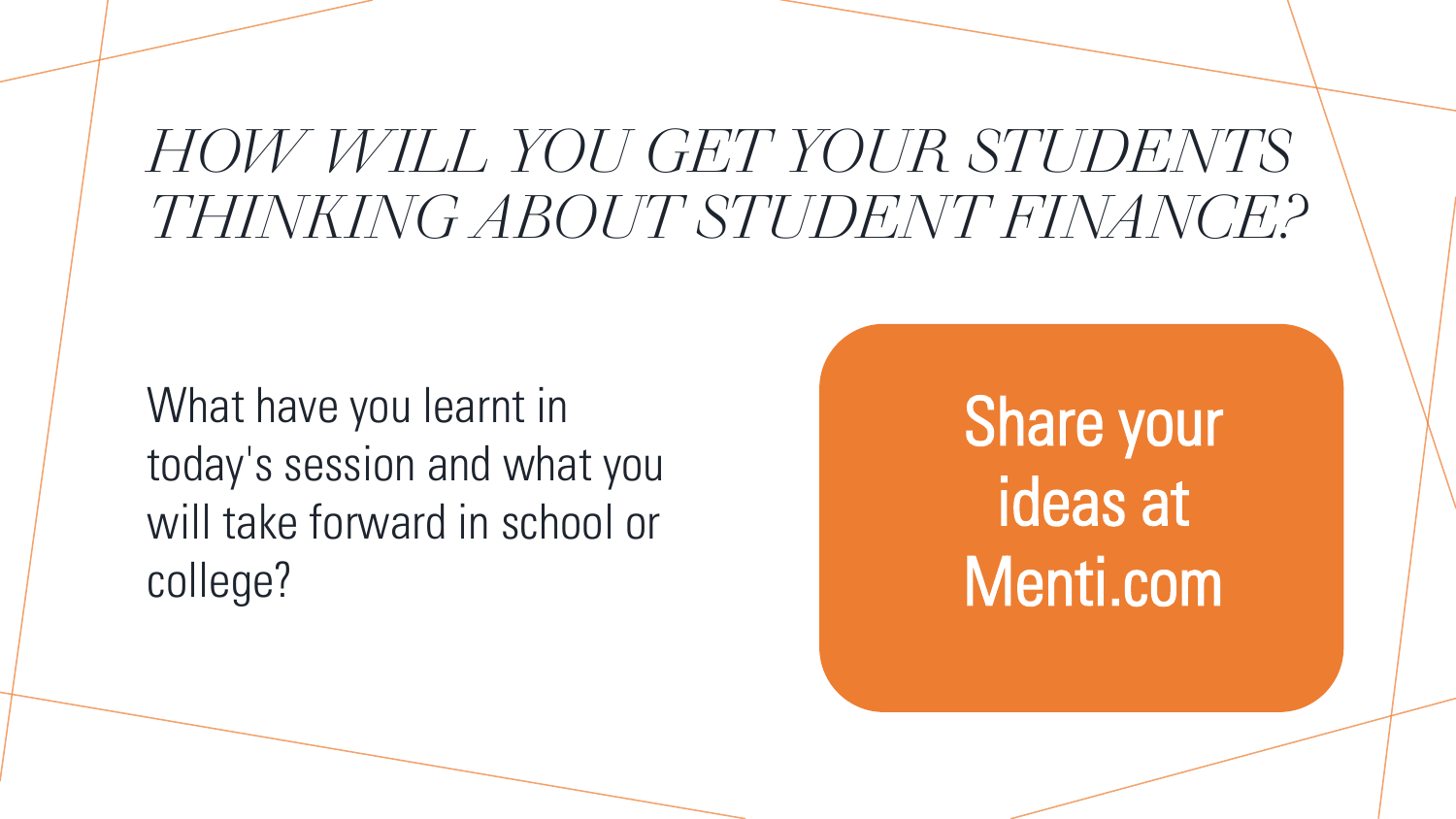# *HOW WILL YOU GET YOUR STUDENTS THINKING ABOUT STUDENT FINANCE?*

What have you learnt in today's session and what you will take forward in school or college?

**Share your ideas at Menti.com**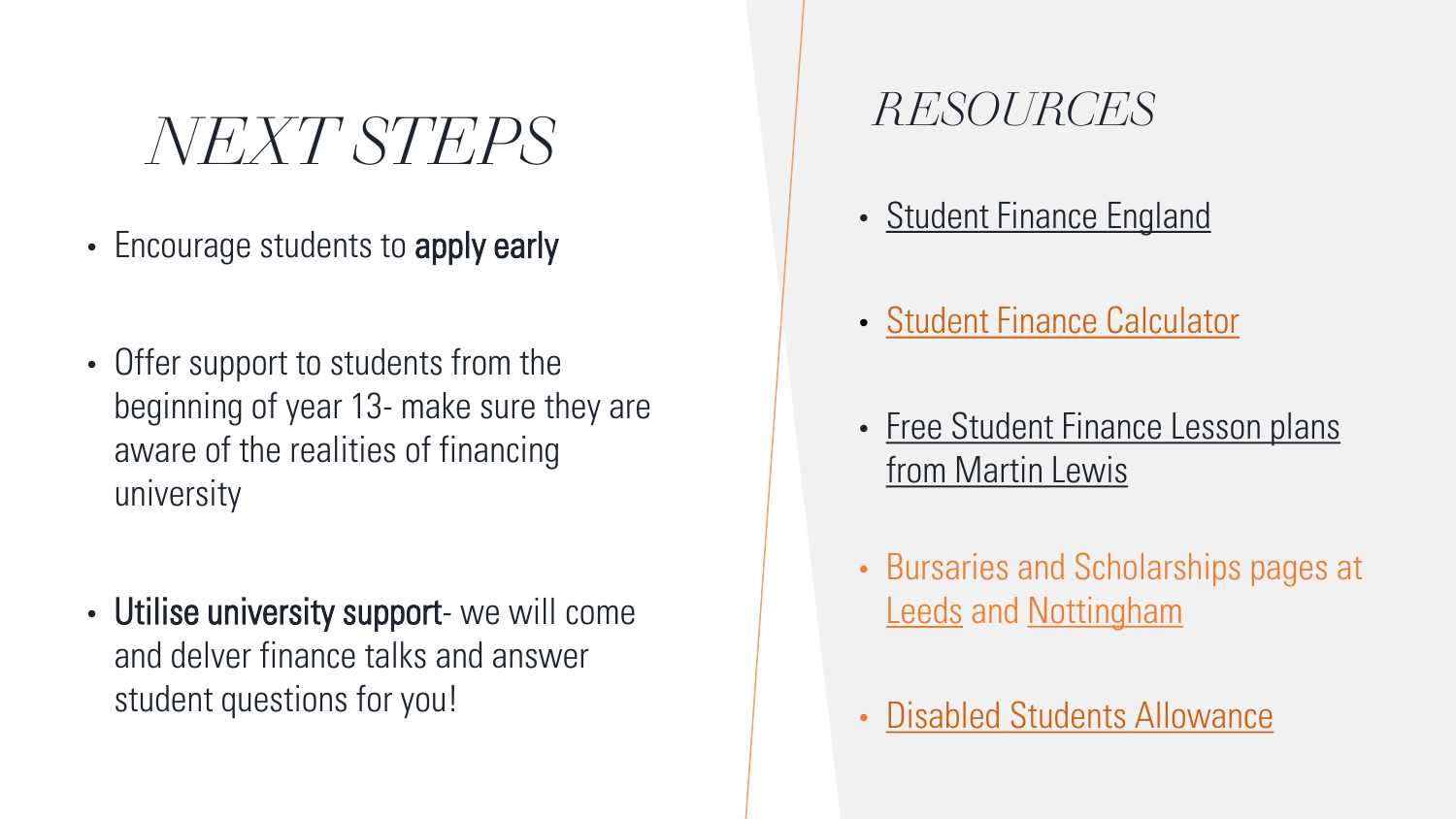# NEXT STEPS

- Encourage students to **apply early**
- Offer support to students from the beginning of year 13- make sure they are aware of the realities of financing university
- **Utilise university support**- we will come and delver finance talks and answer student questions for you!

# RESOURCES

- Student Finance England
- Student Finance Calculator
- Free Student Finance Lesson plans from Martin Lewis
- Bursaries and Scholarships pages at Leeds and Nottingham
- Disabled Students Allowance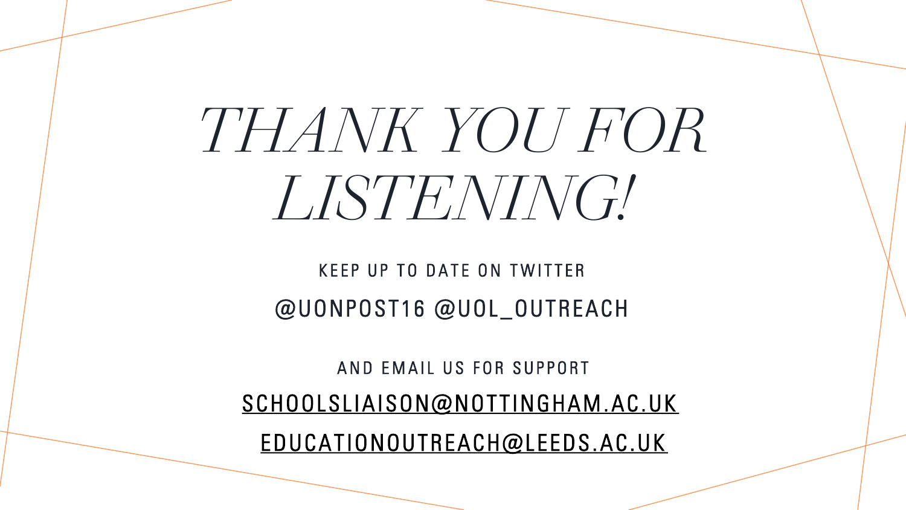# *THANK YOU FOR LISTENING!*

KEEP UP TO DATE ON TWITTER

@UONPOST16 @UOL_OUTREACH

AND EMAIL US FOR SUPPORT

SCHOOLSLIAISON@NOTTINGHAM.AC.UK

EDUCATIONOUTREACH@LEEDS.AC.UK